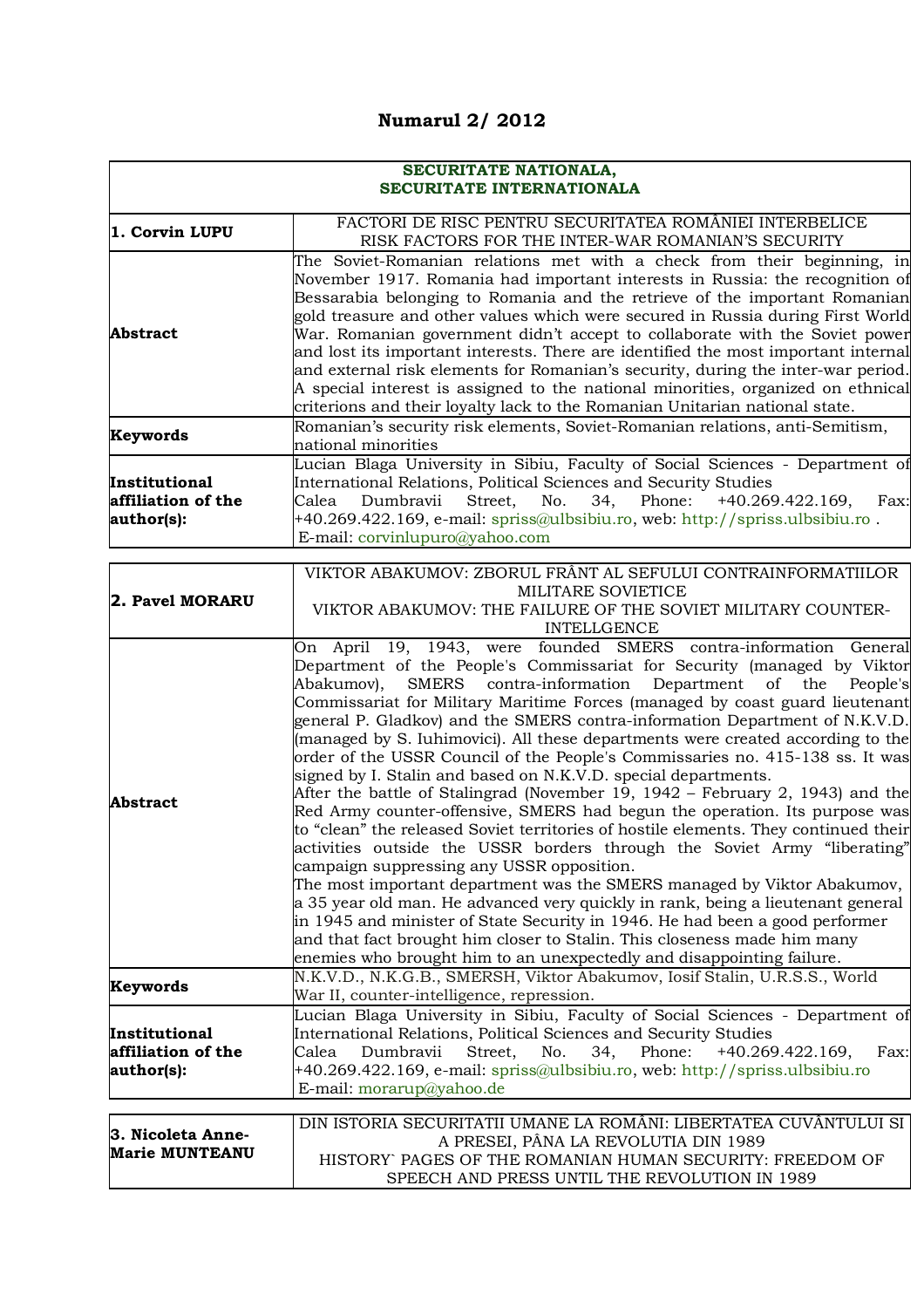# Numarul 2/ 2012

| SECURITATE NATIONALA, SECURITATE INTERNATIONALA | |
|---|---|
| **1. Corvin LUPU** | FACTORI DE RISC PENTRU SECURITATEA ROMÂNIEI INTERBELICE<br>RISK FACTORS FOR THE INTER-WAR ROMANIAN'S SECURITY |
| **Abstract** | The Soviet-Romanian relations met with a check from their beginning, in November 1917. Romania had important interests in Russia: the recognition of Bessarabia belonging to Romania and the retrieve of the important Romanian gold treasure and other values which were secured in Russia during First World War. Romanian government didn't accept to collaborate with the Soviet power and lost its important interests. There are identified the most important internal and external risk elements for Romanian's security, during the inter-war period. A special interest is assigned to the national minorities, organized on ethnical criterions and their loyalty lack to the Romanian Unitarian national state. |
| **Keywords** | Romanian's security risk elements, Soviet-Romanian relations, anti-Semitism, national minorities |
| **Institutional affiliation of the author(s):** | Lucian Blaga University in Sibiu, Faculty of Social Sciences - Department of International Relations, Political Sciences and Security Studies<br>Calea Dumbravii Street, No. 34, Phone: +40.269.422.169, Fax: +40.269.422.169, e-mail: spriss@ulbsibiu.ro, web: http://spriss.ulbsibiu.ro .<br>E-mail: corvinlupuro@yahoo.com |

| | |
|---|---|
| **2. Pavel MORARU** | VIKTOR ABAKUMOV: ZBORUL FRÂNT AL SEFULUI CONTRAINFORMATIILOR MILITARE SOVIETICE<br>VIKTOR ABAKUMOV: THE FAILURE OF THE SOVIET MILITARY COUNTER-INTELLGENCE |
| **Abstract** | On April 19, 1943, were founded SMERS contra-information General Department of the People's Commissariat for Security (managed by Viktor Abakumov), SMERS contra-information Department of the People's Commissariat for Military Maritime Forces (managed by coast guard lieutenant general P. Gladkov) and the SMERS contra-information Department of N.K.V.D. (managed by S. Iuhimovici). All these departments were created according to the order of the USSR Council of the People's Commissaries no. 415-138 ss. It was signed by I. Stalin and based on N.K.V.D. special departments.<br>After the battle of Stalingrad (November 19, 1942 – February 2, 1943) and the Red Army counter-offensive, SMERS had begun the operation. Its purpose was to "clean" the released Soviet territories of hostile elements. They continued their activities outside the USSR borders through the Soviet Army "liberating" campaign suppressing any USSR opposition.<br>The most important department was the SMERS managed by Viktor Abakumov, a 35 year old man. He advanced very quickly in rank, being a lieutenant general in 1945 and minister of State Security in 1946. He had been a good performer and that fact brought him closer to Stalin. This closeness made him many enemies who brought him to an unexpectedly and disappointing failure. |
| **Keywords** | N.K.V.D., N.K.G.B., SMERSH, Viktor Abakumov, Iosif Stalin, U.R.S.S., World War II, counter-intelligence, repression. |
| **Institutional affiliation of the author(s):** | Lucian Blaga University in Sibiu, Faculty of Social Sciences - Department of International Relations, Political Sciences and Security Studies<br>Calea Dumbravii Street, No. 34, Phone: +40.269.422.169, Fax: +40.269.422.169, e-mail: spriss@ulbsibiu.ro, web: http://spriss.ulbsibiu.ro<br>E-mail: morarup@yahoo.de |

| | |
|---|---|
| **3. Nicoleta Anne-Marie MUNTEANU** | DIN ISTORIA SECURITATII UMANE LA ROMÂNI: LIBERTATEA CUVÂNTULUI SI A PRESEI, PÂNA LA REVOLUTIA DIN 1989<br>HISTORY` PAGES OF THE ROMANIAN HUMAN SECURITY: FREEDOM OF SPEECH AND PRESS UNTIL THE REVOLUTION IN 1989 |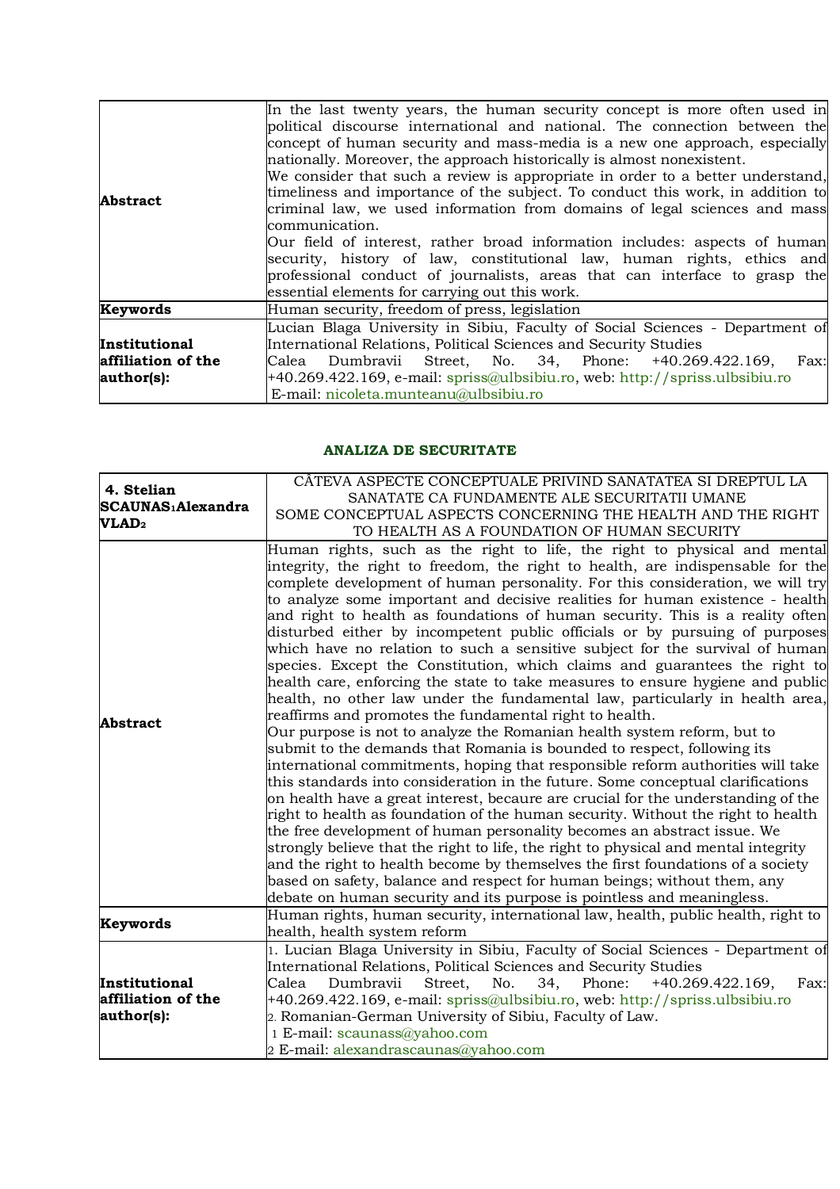| | |
|---|---|
| **Abstract** | In the last twenty years, the human security concept is more often used in political discourse international and national. The connection between the concept of human security and mass-media is a new one approach, especially nationally. Moreover, the approach historically is almost nonexistent.<br>We consider that such a review is appropriate in order to a better understand, timeliness and importance of the subject. To conduct this work, in addition to criminal law, we used information from domains of legal sciences and mass communication.<br>Our field of interest, rather broad information includes: aspects of human security, history of law, constitutional law, human rights, ethics and professional conduct of journalists, areas that can interface to grasp the essential elements for carrying out this work. |
| **Keywords** | Human security, freedom of press, legislation |
| **Institutional affiliation of the author(s):** | Lucian Blaga University in Sibiu, Faculty of Social Sciences - Department of International Relations, Political Sciences and Security Studies<br>Calea Dumbravii Street, No. 34, Phone: +40.269.422.169, Fax: +40.269.422.169, e-mail: spriss@ulbsibiu.ro, web: http://spriss.ulbsibiu.ro<br>E-mail: nicoleta.munteanu@ulbsibiu.ro |

## ANALIZA DE SECURITATE

| | |
|---|---|
| **4. Stelian SCAUNAS[1] Alexandra VLAD[2]** | CĂTEVA ASPECTE CONCEPTUALE PRIVIND SANATATEA SI DREPTUL LA SANATATE CA FUNDAMENTE ALE SECURITATII UMANE<br>SOME CONCEPTUAL ASPECTS CONCERNING THE HEALTH AND THE RIGHT TO HEALTH AS A FOUNDATION OF HUMAN SECURITY |
| **Abstract** | Human rights, such as the right to life, the right to physical and mental integrity, the right to freedom, the right to health, are indispensable for the complete development of human personality. For this consideration, we will try to analyze some important and decisive realities for human existence - health and right to health as foundations of human security. This is a reality often disturbed either by incompetent public officials or by pursuing of purposes which have no relation to such a sensitive subject for the survival of human species. Except the Constitution, which claims and guarantees the right to health care, enforcing the state to take measures to ensure hygiene and public health, no other law under the fundamental law, particularly in health area, reaffirms and promotes the fundamental right to health.<br>Our purpose is not to analyze the Romanian health system reform, but to submit to the demands that Romania is bounded to respect, following its international commitments, hoping that responsible reform authorities will take this standards into consideration in the future. Some conceptual clarifications on health have a great interest, becaure are crucial for the understanding of the right to health as foundation of the human security. Without the right to health the free development of human personality becomes an abstract issue. We strongly believe that the right to life, the right to physical and mental integrity and the right to health become by themselves the first foundations of a society based on safety, balance and respect for human beings; without them, any debate on human security and its purpose is pointless and meaningless. |
| **Keywords** | Human rights, human security, international law, health, public health, right to health, health system reform |
| **Institutional affiliation of the author(s):** | 1. Lucian Blaga University in Sibiu, Faculty of Social Sciences - Department of International Relations, Political Sciences and Security Studies<br>Calea Dumbravii Street, No. 34, Phone: +40.269.422.169, Fax: +40.269.422.169, e-mail: spriss@ulbsibiu.ro, web: http://spriss.ulbsibiu.ro<br>2. Romanian-German University of Sibiu, Faculty of Law.<br>1 E-mail: scaunass@yahoo.com<br>2 E-mail: alexandrascaunas@yahoo.com |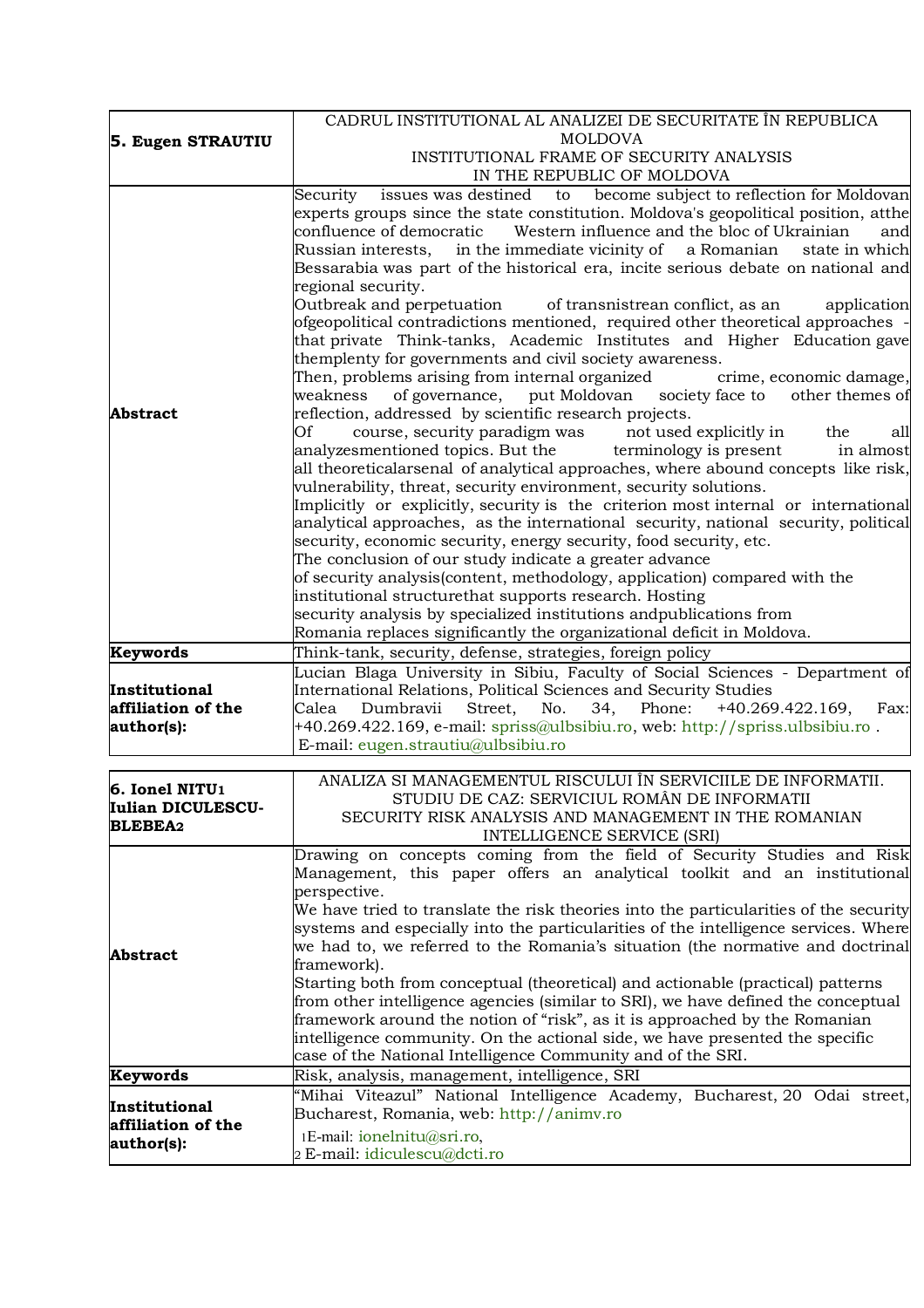| **5. Eugen STRAUTIU** | CADRUL INSTITUTIONAL AL ANALIZEI DE SECURITATE ÎN REPUBLICA MOLDOVA<br>INSTITUTIONAL FRAME OF SECURITY ANALYSIS IN THE REPUBLIC OF MOLDOVA |
|---|---|
| **Abstract** | Security issues was destined to become subject to reflection for Moldovan experts groups since the state constitution. Moldova's geopolitical position, atthe confluence of democratic Western influence and the bloc of Ukrainian and Russian interests, in the immediate vicinity of a Romanian state in which Bessarabia was part of the historical era, incite serious debate on national and regional security.<br>Outbreak and perpetuation of transnistrean conflict, as an application ofgeopolitical contradictions mentioned, required other theoretical approaches - that private Think-tanks, Academic Institutes and Higher Education gave themplenty for governments and civil society awareness.<br>Then, problems arising from internal organized crime, economic damage, weakness of governance, put Moldovan society face to other themes of reflection, addressed by scientific research projects.<br>Of course, security paradigm was not used explicitly in the all analyzesmentioned topics. But the terminology is present in almost all theoreticalarsenal of analytical approaches, where abound concepts like risk, vulnerability, threat, security environment, security solutions.<br>Implicitly or explicitly, security is the criterion most internal or international analytical approaches, as the international security, national security, political security, economic security, energy security, food security, etc.<br>The conclusion of our study indicate a greater advance of security analysis(content, methodology, application) compared with the institutional structurethat supports research. Hosting security analysis by specialized institutions andpublications from Romania replaces significantly the organizational deficit in Moldova. |
| **Keywords** | Think-tank, security, defense, strategies, foreign policy |
| **Institutional affiliation of the author(s):** | Lucian Blaga University in Sibiu, Faculty of Social Sciences - Department of International Relations, Political Sciences and Security Studies<br>Calea Dumbravii Street, No. 34, Phone: +40.269.422.169, Fax: +40.269.422.169, e-mail: spriss@ulbsibiu.ro, web: http://spriss.ulbsibiu.ro .<br>E-mail: eugen.strautiu@ulbsibiu.ro |

| **6. Ionel NITU[1]**<br>**Iulian DICULESCU-BLEBEA[2]** | ANALIZA SI MANAGEMENTUL RISCULUI ÎN SERVICIILE DE INFORMATII. STUDIU DE CAZ: SERVICIUL ROMÂN DE INFORMATII<br>SECURITY RISK ANALYSIS AND MANAGEMENT IN THE ROMANIAN INTELLIGENCE SERVICE (SRI) |
|---|---|
| **Abstract** | Drawing on concepts coming from the field of Security Studies and Risk Management, this paper offers an analytical toolkit and an institutional perspective.<br>We have tried to translate the risk theories into the particularities of the security systems and especially into the particularities of the intelligence services. Where we had to, we referred to the Romania's situation (the normative and doctrinal framework).<br>Starting both from conceptual (theoretical) and actionable (practical) patterns from other intelligence agencies (similar to SRI), we have defined the conceptual framework around the notion of "risk", as it is approached by the Romanian intelligence community. On the actional side, we have presented the specific case of the National Intelligence Community and of the SRI. |
| **Keywords** | Risk, analysis, management, intelligence, SRI |
| **Institutional affiliation of the author(s):** | "Mihai Viteazul" National Intelligence Academy, Bucharest, 20 Odai street, Bucharest, Romania, web: http://animv.ro<br>[1]E-mail: ionelnitu@sri.ro,<br>[2] E-mail: idiculescu@dcti.ro |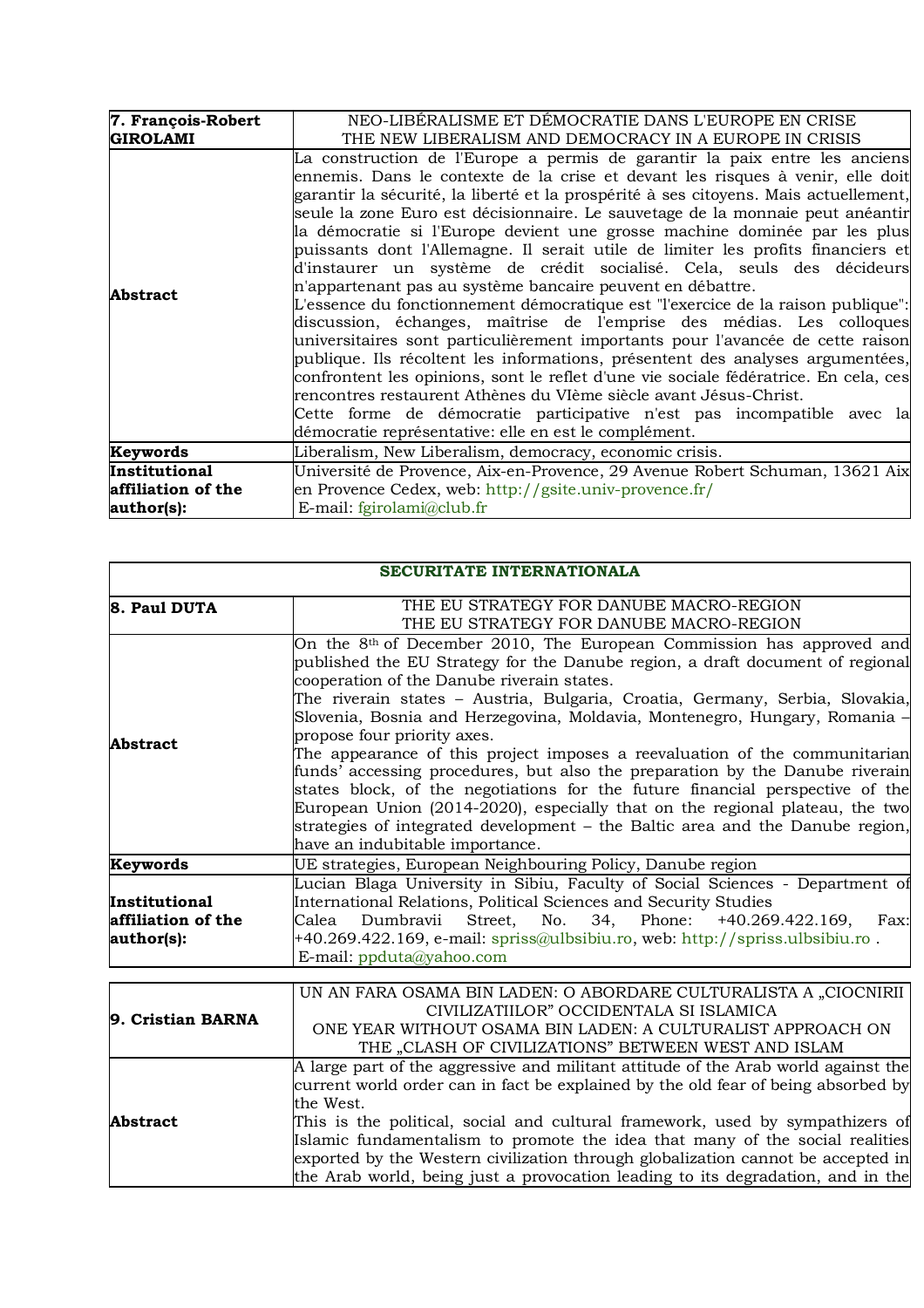| **7. François-Robert GIROLAMI** | NEO-LIBÉRALISME ET DÉMOCRATIE DANS L'EUROPE EN CRISE<br>THE NEW LIBERALISM AND DEMOCRACY IN A EUROPE IN CRISIS |
|---|---|
| **Abstract** | La construction de l'Europe a permis de garantir la paix entre les anciens ennemis. Dans le contexte de la crise et devant les risques à venir, elle doit garantir la sécurité, la liberté et la prospérité à ses citoyens. Mais actuellement, seule la zone Euro est décisionnaire. Le sauvetage de la monnaie peut anéantir la démocratie si l'Europe devient une grosse machine dominée par les plus puissants dont l'Allemagne. Il serait utile de limiter les profits financiers et d'instaurer un système de crédit socialisé. Cela, seuls des décideurs n'appartenant pas au système bancaire peuvent en débattre.<br>L'essence du fonctionnement démocratique est "l'exercice de la raison publique": discussion, échanges, maîtrise de l'emprise des médias. Les colloques universitaires sont particulièrement importants pour l'avancée de cette raison publique. Ils récoltent les informations, présentent des analyses argumentées, confrontent les opinions, sont le reflet d'une vie sociale fédératrice. En cela, ces rencontres restaurent Athènes du VIème siècle avant Jésus-Christ.<br>Cette forme de démocratie participative n'est pas incompatible avec la démocratie représentative: elle en est le complément. |
| **Keywords** | Liberalism, New Liberalism, democracy, economic crisis. |
| **Institutional affiliation of the author(s):** | Université de Provence, Aix-en-Provence, 29 Avenue Robert Schuman, 13621 Aix en Provence Cedex, web: http://gsite.univ-provence.fr/<br>E-mail: fgirolami@club.fr |

| **SECURITATE INTERNATIONALA** | |
|---|---|
| **8. Paul DUTA** | THE EU STRATEGY FOR DANUBE MACRO-REGION<br>THE EU STRATEGY FOR DANUBE MACRO-REGION |
| **Abstract** | On the 8th of December 2010, The European Commission has approved and published the EU Strategy for the Danube region, a draft document of regional cooperation of the Danube riverain states.<br>The riverain states – Austria, Bulgaria, Croatia, Germany, Serbia, Slovakia, Slovenia, Bosnia and Herzegovina, Moldavia, Montenegro, Hungary, Romania – propose four priority axes.<br>The appearance of this project imposes a reevaluation of the communitarian funds' accessing procedures, but also the preparation by the Danube riverain states block, of the negotiations for the future financial perspective of the European Union (2014-2020), especially that on the regional plateau, the two strategies of integrated development – the Baltic area and the Danube region, have an indubitable importance. |
| **Keywords** | UE strategies, European Neighbouring Policy, Danube region |
| **Institutional affiliation of the author(s):** | Lucian Blaga University in Sibiu, Faculty of Social Sciences - Department of International Relations, Political Sciences and Security Studies<br>Calea Dumbravii Street, No. 34, Phone: +40.269.422.169, Fax: +40.269.422.169, e-mail: spriss@ulbsibiu.ro, web: http://spriss.ulbsibiu.ro .<br>E-mail: ppduta@yahoo.com |

| **9. Cristian BARNA** | UN AN FARA OSAMA BIN LADEN: O ABORDARE CULTURALISTA A „CIOCNIRII CIVILIZATIILOR" OCCIDENTALA SI ISLAMICA<br>ONE YEAR WITHOUT OSAMA BIN LADEN: A CULTURALIST APPROACH ON THE „CLASH OF CIVILIZATIONS" BETWEEN WEST AND ISLAM |
|---|---|
| **Abstract** | A large part of the aggressive and militant attitude of the Arab world against the current world order can in fact be explained by the old fear of being absorbed by the West.<br>This is the political, social and cultural framework, used by sympathizers of Islamic fundamentalism to promote the idea that many of the social realities exported by the Western civilization through globalization cannot be accepted in the Arab world, being just a provocation leading to its degradation, and in the |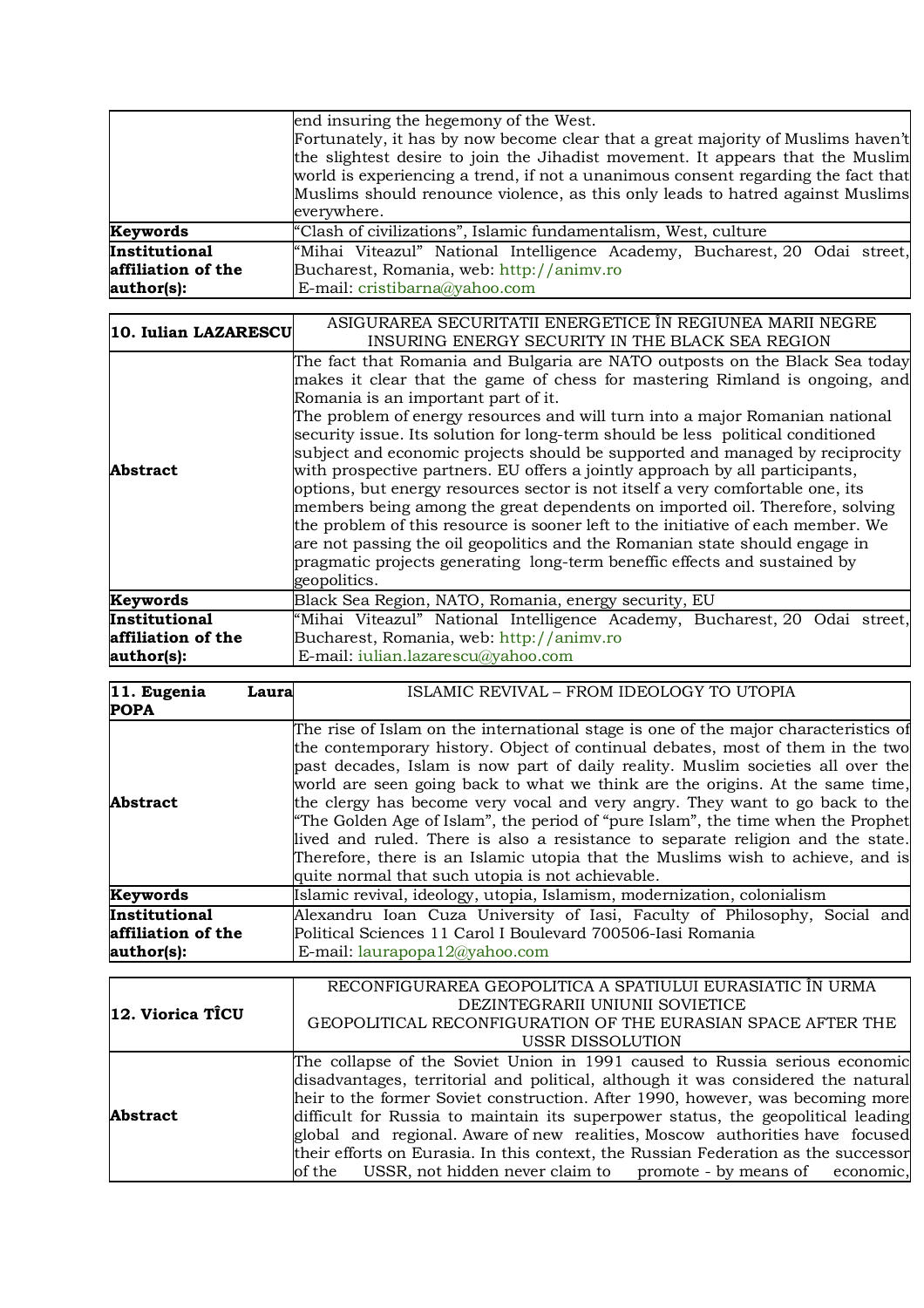| | |
|---|---|
| | end insuring the hegemony of the West.<br>Fortunately, it has by now become clear that a great majority of Muslims haven't the slightest desire to join the Jihadist movement. It appears that the Muslim world is experiencing a trend, if not a unanimous consent regarding the fact that Muslims should renounce violence, as this only leads to hatred against Muslims everywhere. |
| **Keywords** | "Clash of civilizations", Islamic fundamentalism, West, culture |
| **Institutional affiliation of the author(s):** | "Mihai Viteazul" National Intelligence Academy, Bucharest, 20 Odai street, Bucharest, Romania, web: http://animv.ro<br>E-mail: cristibarna@yahoo.com |

| **10. Iulian LAZARESCU** | ASIGURAREA SECURITATII ENERGETICE ÎN REGIUNEA MARII NEGRE<br>INSURING ENERGY SECURITY IN THE BLACK SEA REGION |
|---|---|
| **Abstract** | The fact that Romania and Bulgaria are NATO outposts on the Black Sea today makes it clear that the game of chess for mastering Rimland is ongoing, and Romania is an important part of it.<br>The problem of energy resources and will turn into a major Romanian national security issue. Its solution for long-term should be less political conditioned subject and economic projects should be supported and managed by reciprocity with prospective partners. EU offers a jointly approach by all participants, options, but energy resources sector is not itself a very comfortable one, its members being among the great dependents on imported oil. Therefore, solving the problem of this resource is sooner left to the initiative of each member. We are not passing the oil geopolitics and the Romanian state should engage in pragmatic projects generating long-term beneffic effects and sustained by geopolitics. |
| **Keywords** | Black Sea Region, NATO, Romania, energy security, EU |
| **Institutional affiliation of the author(s):** | "Mihai Viteazul" National Intelligence Academy, Bucharest, 20 Odai street, Bucharest, Romania, web: http://animv.ro<br>E-mail: iulian.lazarescu@yahoo.com |

| **11. Eugenia Laura POPA** | ISLAMIC REVIVAL – FROM IDEOLOGY TO UTOPIA |
|---|---|
| **Abstract** | The rise of Islam on the international stage is one of the major characteristics of the contemporary history. Object of continual debates, most of them in the two past decades, Islam is now part of daily reality. Muslim societies all over the world are seen going back to what we think are the origins. At the same time, the clergy has become very vocal and very angry. They want to go back to the "The Golden Age of Islam", the period of "pure Islam", the time when the Prophet lived and ruled. There is also a resistance to separate religion and the state. Therefore, there is an Islamic utopia that the Muslims wish to achieve, and is quite normal that such utopia is not achievable. |
| **Keywords** | Islamic revival, ideology, utopia, Islamism, modernization, colonialism |
| **Institutional affiliation of the author(s):** | Alexandru Ioan Cuza University of Iasi, Faculty of Philosophy, Social and Political Sciences 11 Carol I Boulevard 700506-Iasi Romania<br>E-mail: laurapopa12@yahoo.com |

| **12. Viorica TÎCU** | RECONFIGURAREA GEOPOLITICA A SPATIULUI EURASIATIC ÎN URMA DEZINTEGRARII UNIUNII SOVIETICE<br>GEOPOLITICAL RECONFIGURATION OF THE EURASIAN SPACE AFTER THE USSR DISSOLUTION |
|---|---|
| **Abstract** | The collapse of the Soviet Union in 1991 caused to Russia serious economic disadvantages, territorial and political, although it was considered the natural heir to the former Soviet construction. After 1990, however, was becoming more difficult for Russia to maintain its superpower status, the geopolitical leading global and regional. Aware of new realities, Moscow authorities have focused their efforts on Eurasia. In this context, the Russian Federation as the successor of the USSR, not hidden never claim to promote - by means of economic, |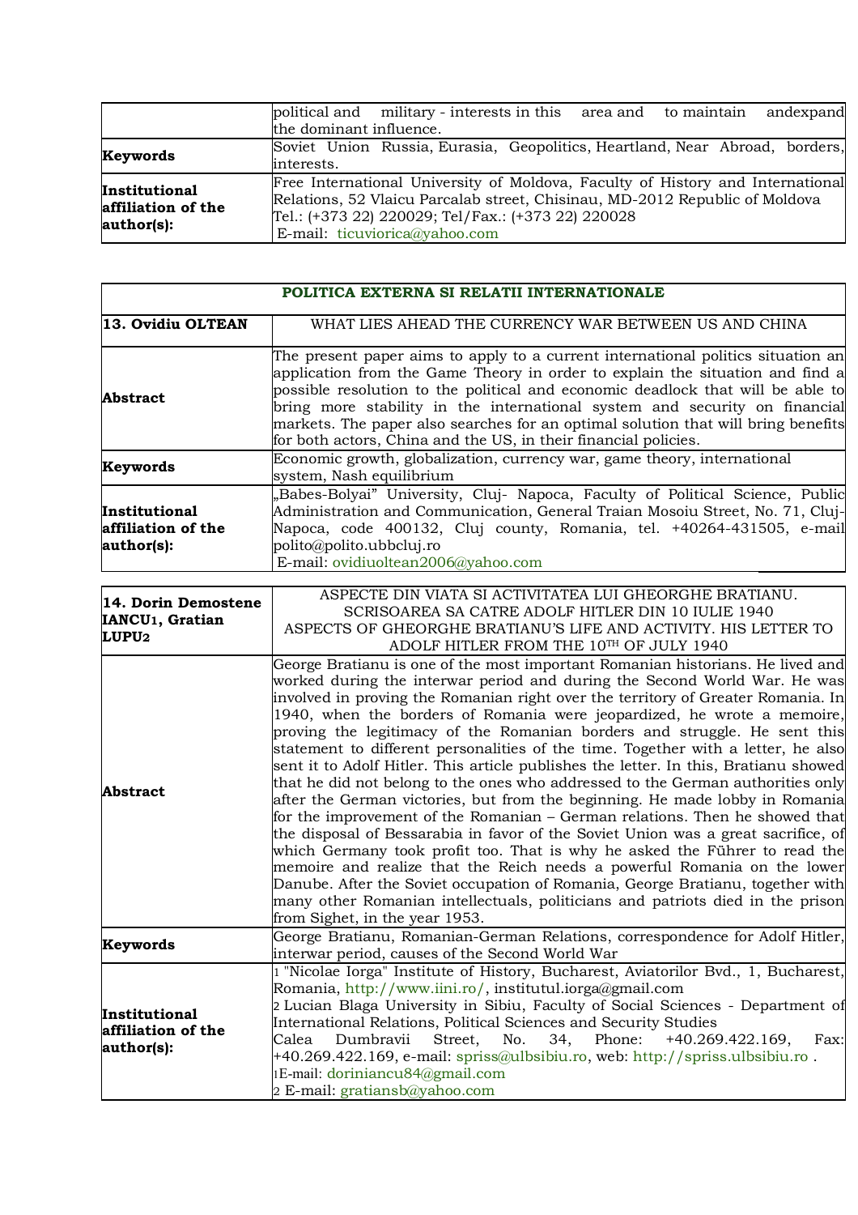| | |
|---|---|
| | political and military - interests in this area and to maintain andexpand the dominant influence. |
| **Keywords** | Soviet Union Russia, Eurasia, Geopolitics, Heartland, Near Abroad, borders, interests. |
| **Institutional affiliation of the author(s):** | Free International University of Moldova, Faculty of History and International Relations, 52 Vlaicu Parcalab street, Chisinau, MD-2012 Republic of Moldova Tel.: (+373 22) 220029; Tel/Fax.: (+373 22) 220028 E-mail: ticuviorica@yahoo.com |

| **POLITICA EXTERNA SI RELATII INTERNATIONALE** | |
|---|---|
| **13. Ovidiu OLTEAN** | WHAT LIES AHEAD THE CURRENCY WAR BETWEEN US AND CHINA |
| **Abstract** | The present paper aims to apply to a current international politics situation an application from the Game Theory in order to explain the situation and find a possible resolution to the political and economic deadlock that will be able to bring more stability in the international system and security on financial markets. The paper also searches for an optimal solution that will bring benefits for both actors, China and the US, in their financial policies. |
| **Keywords** | Economic growth, globalization, currency war, game theory, international system, Nash equilibrium |
| **Institutional affiliation of the author(s):** | „Babes-Bolyai" University, Cluj- Napoca, Faculty of Political Science, Public Administration and Communication, General Traian Mosoiu Street, No. 71, Cluj-Napoca, code 400132, Cluj county, Romania, tel. +40264-431505, e-mail polito@polito.ubbcluj.ro E-mail: ovidiuoltean2006@yahoo.com |

| **14. Dorin Demostene IANCU[1], Gratian LUPU[2]** | ASPECTE DIN VIATA SI ACTIVITATEA LUI GHEORGHE BRATIANU. SCRISOAREA SA CATRE ADOLF HITLER DIN 10 IULIE 1940 ASPECTS OF GHEORGHE BRATIANU'S LIFE AND ACTIVITY. HIS LETTER TO ADOLF HITLER FROM THE 10TH OF JULY 1940 |
|---|---|
| **Abstract** | George Bratianu is one of the most important Romanian historians. He lived and worked during the interwar period and during the Second World War. He was involved in proving the Romanian right over the territory of Greater Romania. In 1940, when the borders of Romania were jeopardized, he wrote a memoire, proving the legitimacy of the Romanian borders and struggle. He sent this statement to different personalities of the time. Together with a letter, he also sent it to Adolf Hitler. This article publishes the letter. In this, Bratianu showed that he did not belong to the ones who addressed to the German authorities only after the German victories, but from the beginning. He made lobby in Romania for the improvement of the Romanian – German relations. Then he showed that the disposal of Bessarabia in favor of the Soviet Union was a great sacrifice, of which Germany took profit too. That is why he asked the Führer to read the memoire and realize that the Reich needs a powerful Romania on the lower Danube. After the Soviet occupation of Romania, George Bratianu, together with many other Romanian intellectuals, politicians and patriots died in the prison from Sighet, in the year 1953. |
| **Keywords** | George Bratianu, Romanian-German Relations, correspondence for Adolf Hitler, interwar period, causes of the Second World War |
| **Institutional affiliation of the author(s):** | [1] "Nicolae Iorga" Institute of History, Bucharest, Aviatorilor Bvd., 1, Bucharest, Romania, http://www.iini.ro/, institutul.iorga@gmail.com [2] Lucian Blaga University in Sibiu, Faculty of Social Sciences - Department of International Relations, Political Sciences and Security Studies Calea Dumbravii Street, No. 34, Phone: +40.269.422.169, Fax: +40.269.422.169, e-mail: spriss@ulbsibiu.ro, web: http://spriss.ulbsibiu.ro . [1]E-mail: doriniancu84@gmail.com [2] E-mail: gratiansb@yahoo.com |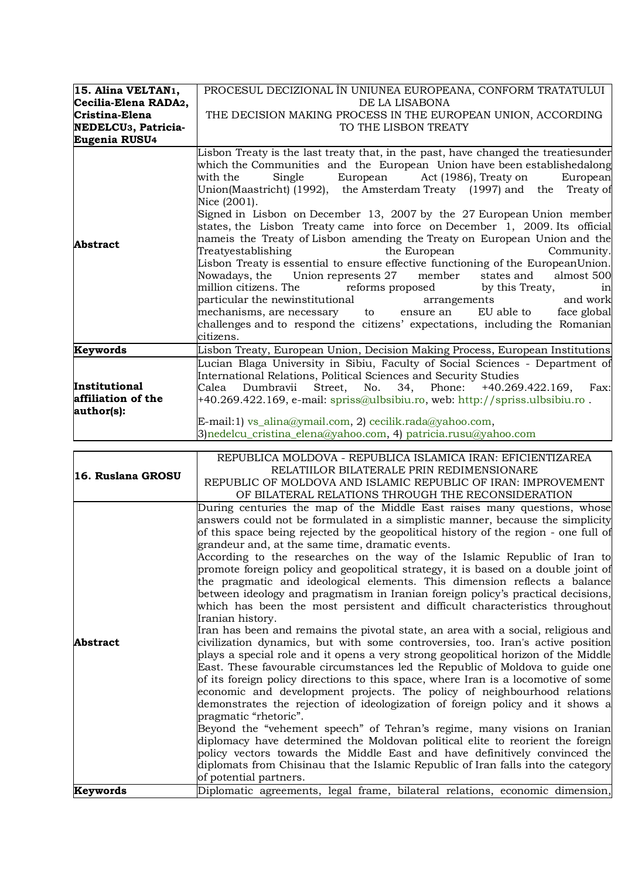| **15. Alina VELTAN[1], Cecilia-Elena RADA[2], Cristina-Elena NEDELCU[3], Patricia-Eugenia RUSU[4]** | PROCESUL DECIZIONAL ÎN UNIUNEA EUROPEANA, CONFORM TRATATULUI DE LA LISABONA<br>THE DECISION MAKING PROCESS IN THE EUROPEAN UNION, ACCORDING TO THE LISBON TREATY |
|---|---|
| **Abstract** | Lisbon Treaty is the last treaty that, in the past, have changed the treatiesunder which the Communities and the European Union have been establishedalong with the Single European Act (1986), Treaty on European Union(Maastricht) (1992), the Amsterdam Treaty (1997) and the Treaty of Nice (2001).<br>Signed in Lisbon on December 13, 2007 by the 27 European Union member states, the Lisbon Treaty came into force on December 1, 2009. Its official nameis the Treaty of Lisbon amending the Treaty on European Union and the Treatyestablishing the European Community.<br>Lisbon Treaty is essential to ensure effective functioning of the EuropeanUnion. Nowadays, the Union represents 27 member states and almost 500 million citizens. The reforms proposed by this Treaty, in particular the newinstitutional arrangements and work mechanisms, are necessary to ensure an EU able to face global challenges and to respond the citizens' expectations, including the Romanian citizens. |
| **Keywords** | Lisbon Treaty, European Union, Decision Making Process, European Institutions |
| **Institutional affiliation of the author(s):** | Lucian Blaga University in Sibiu, Faculty of Social Sciences - Department of International Relations, Political Sciences and Security Studies<br>Calea Dumbravii Street, No. 34, Phone: +40.269.422.169, Fax: +40.269.422.169, e-mail: spriss@ulbsibiu.ro, web: http://spriss.ulbsibiu.ro .<br><br>E-mail:1) vs_alina@ymail.com, 2) cecilik.rada@yahoo.com, 3)nedelcu_cristina_elena@yahoo.com, 4) patricia.rusu@yahoo.com |

| **16. Ruslana GROSU** | REPUBLICA MOLDOVA - REPUBLICA ISLAMICA IRAN: EFICIENTIZAREA RELATIILOR BILATERALE PRIN REDIMENSIONARE<br>REPUBLIC OF MOLDOVA AND ISLAMIC REPUBLIC OF IRAN: IMPROVEMENT OF BILATERAL RELATIONS THROUGH THE RECONSIDERATION |
|---|---|
| **Abstract** | During centuries the map of the Middle East raises many questions, whose answers could not be formulated in a simplistic manner, because the simplicity of this space being rejected by the geopolitical history of the region - one full of grandeur and, at the same time, dramatic events.<br>According to the researches on the way of the Islamic Republic of Iran to promote foreign policy and geopolitical strategy, it is based on a double joint of the pragmatic and ideological elements. This dimension reflects a balance between ideology and pragmatism in Iranian foreign policy's practical decisions, which has been the most persistent and difficult characteristics throughout Iranian history.<br>Iran has been and remains the pivotal state, an area with a social, religious and civilization dynamics, but with some controversies, too. Iran's active position plays a special role and it opens a very strong geopolitical horizon of the Middle East. These favourable circumstances led the Republic of Moldova to guide one of its foreign policy directions to this space, where Iran is a locomotive of some economic and development projects. The policy of neighbourhood relations demonstrates the rejection of ideologization of foreign policy and it shows a pragmatic "rhetoric".<br>Beyond the "vehement speech" of Tehran's regime, many visions on Iranian diplomacy have determined the Moldovan political elite to reorient the foreign policy vectors towards the Middle East and have definitively convinced the diplomats from Chisinau that the Islamic Republic of Iran falls into the category of potential partners. |
| **Keywords** | Diplomatic agreements, legal frame, bilateral relations, economic dimension, |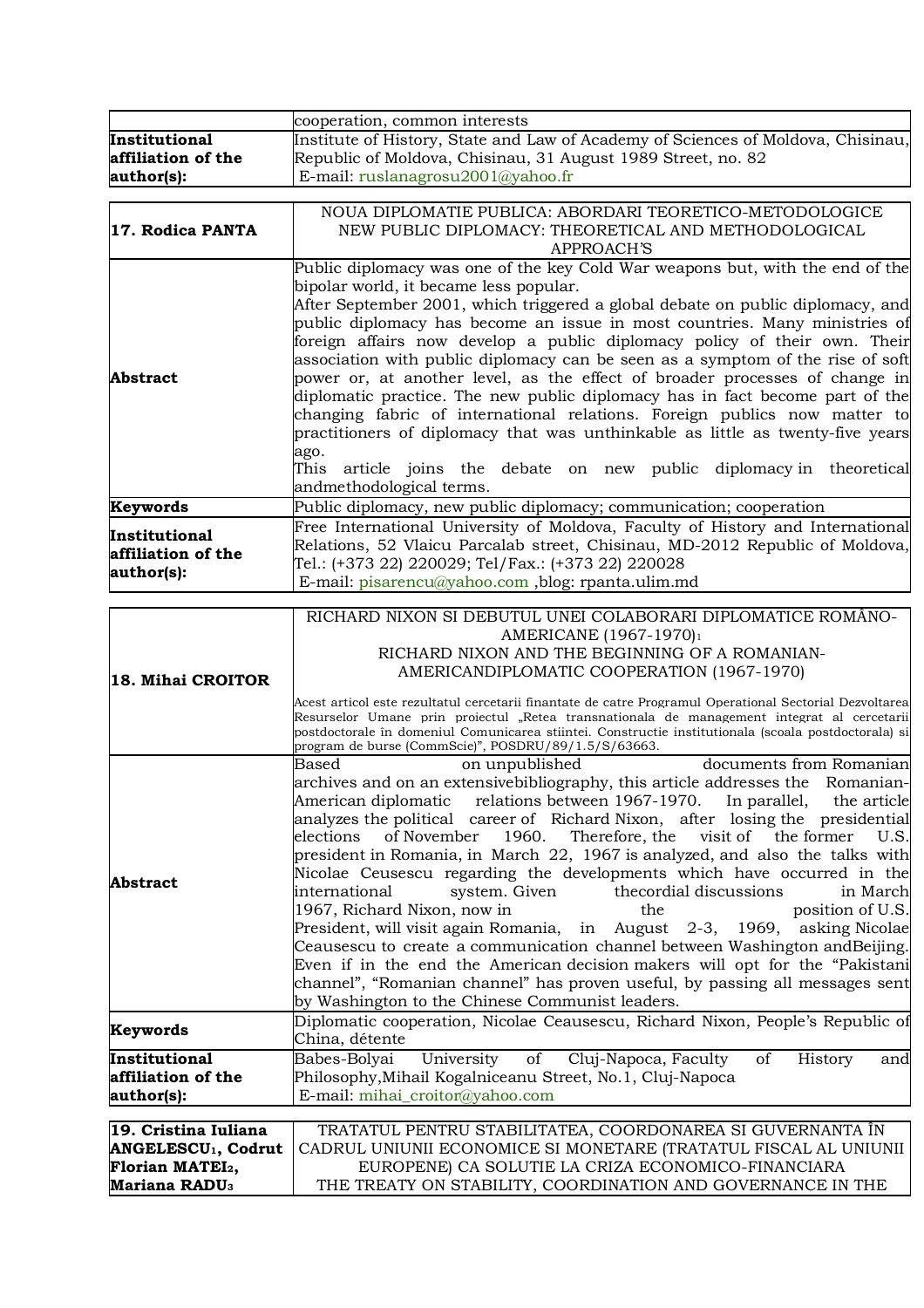| | cooperation, common interests |
|---|---|
| **Institutional affiliation of the author(s):** | Institute of History, State and Law of Academy of Sciences of Moldova, Chisinau, Republic of Moldova, Chisinau, 31 August 1989 Street, no. 82<br>E-mail: ruslanagrosu2001@yahoo.fr |

| **17. Rodica PANTA** | NOUA DIPLOMATIE PUBLICA: ABORDARI TEORETICO-METODOLOGICE<br>NEW PUBLIC DIPLOMACY: THEORETICAL AND METHODOLOGICAL APPROACH'S |
|---|---|
| **Abstract** | Public diplomacy was one of the key Cold War weapons but, with the end of the bipolar world, it became less popular.<br>After September 2001, which triggered a global debate on public diplomacy, and public diplomacy has become an issue in most countries. Many ministries of foreign affairs now develop a public diplomacy policy of their own. Their association with public diplomacy can be seen as a symptom of the rise of soft power or, at another level, as the effect of broader processes of change in diplomatic practice. The new public diplomacy has in fact become part of the changing fabric of international relations. Foreign publics now matter to practitioners of diplomacy that was unthinkable as little as twenty-five years ago.<br>This article joins the debate on new public diplomacy in theoretical andmethodological terms. |
| **Keywords** | Public diplomacy, new public diplomacy; communication; cooperation |
| **Institutional affiliation of the author(s):** | Free International University of Moldova, Faculty of History and International Relations, 52 Vlaicu Parcalab street, Chisinau, MD-2012 Republic of Moldova, Tel.: (+373 22) 220029; Tel/Fax.: (+373 22) 220028<br>E-mail: pisarencu@yahoo.com ,blog: rpanta.ulim.md |

| **18. Mihai CROITOR** | RICHARD NIXON SI DEBUTUL UNEI COLABORARI DIPLOMATICE ROMÂNO-AMERICANE (1967-1970)[1]<br>RICHARD NIXON AND THE BEGINNING OF A ROMANIAN-AMERICANDIPLOMATIC COOPERATION (1967-1970)<br><br>Acest articol este rezultatul cercetarii finantate de catre Programul Operational Sectorial Dezvoltarea Resurselor Umane prin proiectul „Retea transnationala de management integrat al cercetarii postdoctorale în domeniul Comunicarea stiintei. Constructie institutionala (scoala postdoctorala) si program de burse (CommScie)", POSDRU/89/1.5/S/63663. |
|---|---|
| **Abstract** | Based on unpublished documents from Romanian archives and on an extensivebibliography, this article addresses the Romanian-American diplomatic relations between 1967-1970. In parallel, the article analyzes the political career of Richard Nixon, after losing the presidential elections of November 1960. Therefore, the visit of the former U.S. president in Romania, in March 22, 1967 is analyzed, and also the talks with Nicolae Ceusescu regarding the developments which have occurred in the international system. Given thecordial discussions in March 1967, Richard Nixon, now in the position of U.S. President, will visit again Romania, in August 2-3, 1969, asking Nicolae Ceausescu to create a communication channel between Washington andBeijing. Even if in the end the American decision makers will opt for the "Pakistani channel", "Romanian channel" has proven useful, by passing all messages sent by Washington to the Chinese Communist leaders. |
| **Keywords** | Diplomatic cooperation, Nicolae Ceausescu, Richard Nixon, People's Republic of China, détente |
| **Institutional affiliation of the author(s):** | Babes-Bolyai University of Cluj-Napoca, Faculty of History and Philosophy,Mihail Kogalniceanu Street, No.1, Cluj-Napoca<br>E-mail: mihai_croitor@yahoo.com |

| **19. Cristina Iuliana ANGELESCU[1], Codrut Florian MATEI[2], Mariana RADU[3]** | TRATATUL PENTRU STABILITATEA, COORDONAREA SI GUVERNANTA ÎN CADRUL UNIUNII ECONOMICE SI MONETARE (TRATATUL FISCAL AL UNIUNII EUROPENE) CA SOLUTIE LA CRIZA ECONOMICO-FINANCIARA<br>THE TREATY ON STABILITY, COORDINATION AND GOVERNANCE IN THE |
|---|---|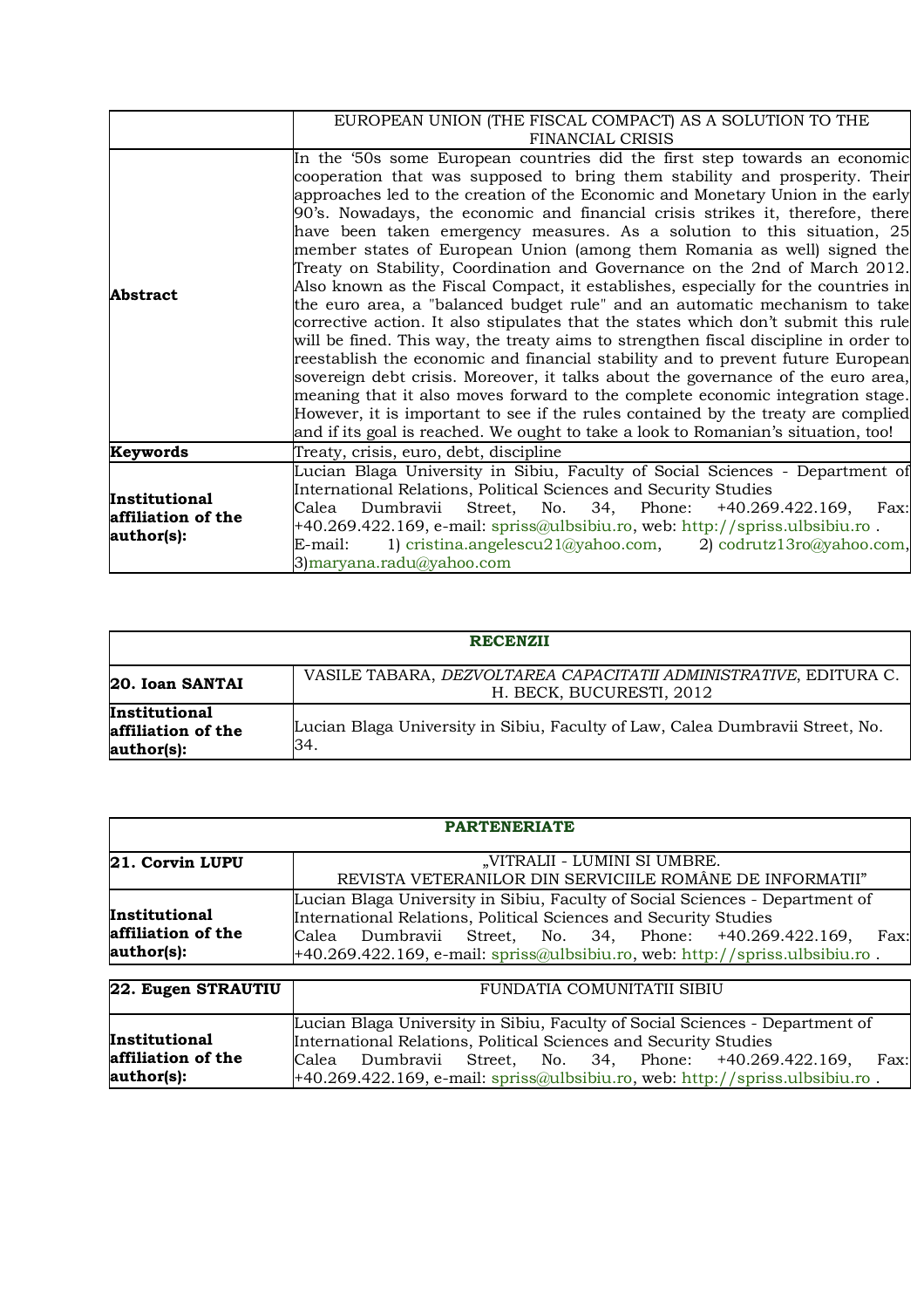| | |
|---|---|
| | EUROPEAN UNION (THE FISCAL COMPACT) AS A SOLUTION TO THE FINANCIAL CRISIS |
| **Abstract** | In the '50s some European countries did the first step towards an economic cooperation that was supposed to bring them stability and prosperity. Their approaches led to the creation of the Economic and Monetary Union in the early 90's. Nowadays, the economic and financial crisis strikes it, therefore, there have been taken emergency measures. As a solution to this situation, 25 member states of European Union (among them Romania as well) signed the Treaty on Stability, Coordination and Governance on the 2nd of March 2012. Also known as the Fiscal Compact, it establishes, especially for the countries in the euro area, a "balanced budget rule" and an automatic mechanism to take corrective action. It also stipulates that the states which don't submit this rule will be fined. This way, the treaty aims to strengthen fiscal discipline in order to reestablish the economic and financial stability and to prevent future European sovereign debt crisis. Moreover, it talks about the governance of the euro area, meaning that it also moves forward to the complete economic integration stage. However, it is important to see if the rules contained by the treaty are complied and if its goal is reached. We ought to take a look to Romanian's situation, too! |
| **Keywords** | Treaty, crisis, euro, debt, discipline |
| **Institutional affiliation of the author(s):** | Lucian Blaga University in Sibiu, Faculty of Social Sciences - Department of International Relations, Political Sciences and Security Studies Calea Dumbravii Street, No. 34, Phone: +40.269.422.169, Fax: +40.269.422.169, e-mail: spriss@ulbsibiu.ro, web: http://spriss.ulbsibiu.ro . E-mail: 1) cristina.angelescu21@yahoo.com, 2) codrutz13ro@yahoo.com, 3)maryana.radu@yahoo.com |

| **RECENZII** | |
|---|---|
| **20. Ioan SANTAI** | VASILE TABARA, *DEZVOLTAREA CAPACITATII ADMINISTRATIVE*, EDITURA C. H. BECK, BUCURESTI, 2012 |
| **Institutional affiliation of the author(s):** | Lucian Blaga University in Sibiu, Faculty of Law, Calea Dumbravii Street, No. 34. |

| **PARTENERIATE** | |
|---|---|
| **21. Corvin LUPU** | „VITRALII - LUMINI SI UMBRE. REVISTA VETERANILOR DIN SERVICIILE ROMÂNE DE INFORMATII" |
| **Institutional affiliation of the author(s):** | Lucian Blaga University in Sibiu, Faculty of Social Sciences - Department of International Relations, Political Sciences and Security Studies Calea Dumbravii Street, No. 34, Phone: +40.269.422.169, Fax: +40.269.422.169, e-mail: spriss@ulbsibiu.ro, web: http://spriss.ulbsibiu.ro . |

| | |
|---|---|
| **22. Eugen STRAUTIU** | FUNDATIA COMUNITATII SIBIU |
| **Institutional affiliation of the author(s):** | Lucian Blaga University in Sibiu, Faculty of Social Sciences - Department of International Relations, Political Sciences and Security Studies Calea Dumbravii Street, No. 34, Phone: +40.269.422.169, Fax: +40.269.422.169, e-mail: spriss@ulbsibiu.ro, web: http://spriss.ulbsibiu.ro . |